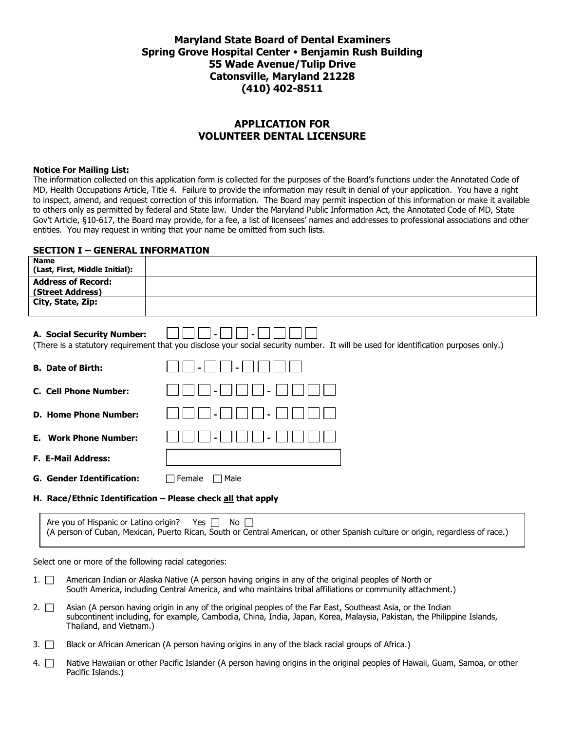**Maryland State Board of Dental Examiners**
**Spring Grove Hospital Center • Benjamin Rush Building**
**55 Wade Avenue/Tulip Drive**
**Catonsville, Maryland 21228**
**(410) 402-8511**

# APPLICATION FOR VOLUNTEER DENTAL LICENSURE

**Notice For Mailing List:**
The information collected on this application form is collected for the purposes of the Board's functions under the Annotated Code of MD, Health Occupations Article, Title 4. Failure to provide the information may result in denial of your application. You have a right to inspect, amend, and request correction of this information. The Board may permit inspection of this information or make it available to others only as permitted by federal and State law. Under the Maryland Public Information Act, the Annotated Code of MD, State Gov't Article, §10-617, the Board may provide, for a fee, a list of licensees' names and addresses to professional associations and other entities. You may request in writing that your name be omitted from such lists.

## SECTION I – GENERAL INFORMATION

| **Name (Last, First, Middle Initial):** | |
|---|---|
| **Address of Record: (Street Address)** | |
| **City, State, Zip:** | |

**A. Social Security Number:** ☐☐☐ - ☐☐ - ☐☐☐☐
(There is a statutory requirement that you disclose your social security number. It will be used for identification purposes only.)

**B. Date of Birth:** ☐☐ - ☐☐ - ☐☐☐☐

**C. Cell Phone Number:** ☐☐☐ - ☐☐☐ - ☐☐☐☐

**D. Home Phone Number:** ☐☐☐ - ☐☐☐ - ☐☐☐☐

**E. Work Phone Number:** ☐☐☐ - ☐☐☐ - ☐☐☐☐

**F. E-Mail Address:** ______________________

**G. Gender Identification:** ☐ Female ☐ Male

**H. Race/Ethnic Identification – Please check all that apply**

Are you of Hispanic or Latino origin? Yes ☐ No ☐
(A person of Cuban, Mexican, Puerto Rican, South or Central American, or other Spanish culture or origin, regardless of race.)

Select one or more of the following racial categories:

1. ☐ American Indian or Alaska Native (A person having origins in any of the original peoples of North or South America, including Central America, and who maintains tribal affiliations or community attachment.)
2. ☐ Asian (A person having origin in any of the original peoples of the Far East, Southeast Asia, or the Indian subcontinent including, for example, Cambodia, China, India, Japan, Korea, Malaysia, Pakistan, the Philippine Islands, Thailand, and Vietnam.)
3. ☐ Black or African American (A person having origins in any of the black racial groups of Africa.)
4. ☐ Native Hawaiian or other Pacific Islander (A person having origins in the original peoples of Hawaii, Guam, Samoa, or other Pacific Islands.)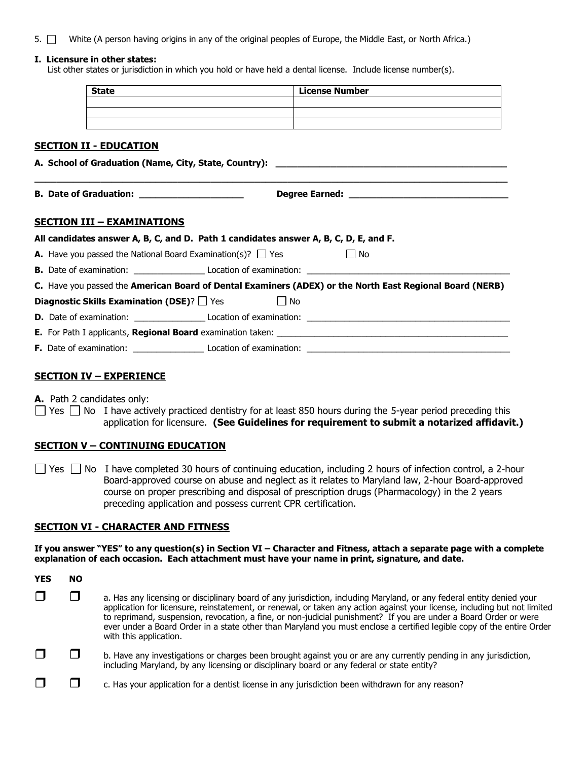5. ☐ White (A person having origins in any of the original peoples of Europe, the Middle East, or North Africa.)

**I. Licensure in other states:**
List other states or jurisdiction in which you hold or have held a dental license. Include license number(s).

| State | License Number |
|---|---|
| | |
| | |
| | |

## SECTION II - EDUCATION

**A. School of Graduation (Name, City, State, Country):** ______________________________________________

_______________________________________________________________________________________________

**B. Date of Graduation:** ____________________ **Degree Earned:** ______________________________

## SECTION III – EXAMINATIONS

**All candidates answer A, B, C, and D. Path 1 candidates answer A, B, C, D, E, and F.**

**A.** Have you passed the National Board Examination(s)? ☐ Yes ☐ No

**B.** Date of examination: _______________ Location of examination: ___________________________________________

**C.** Have you passed the **American Board of Dental Examiners (ADEX) or the North East Regional Board (NERB) Diagnostic Skills Examination (DSE)**? ☐ Yes ☐ No

**D.** Date of examination: _______________ Location of examination: ___________________________________________

**E.** For Path I applicants, **Regional Board** examination taken: __________________________________________________

**F.** Date of examination: _______________ Location of examination: ___________________________________________

## SECTION IV – EXPERIENCE

**A.** Path 2 candidates only:

☐ Yes ☐ No I have actively practiced dentistry for at least 850 hours during the 5-year period preceding this application for licensure. **(See Guidelines for requirement to submit a notarized affidavit.)**

## SECTION V – CONTINUING EDUCATION

☐ Yes ☐ No I have completed 30 hours of continuing education, including 2 hours of infection control, a 2-hour Board-approved course on abuse and neglect as it relates to Maryland law, 2-hour Board-approved course on proper prescribing and disposal of prescription drugs (Pharmacology) in the 2 years preceding application and possess current CPR certification.

## SECTION VI - CHARACTER AND FITNESS

**If you answer "YES" to any question(s) in Section VI – Character and Fitness, attach a separate page with a complete explanation of each occasion. Each attachment must have your name in print, signature, and date.**

| YES | NO | |
|---|---|---|
| ☐ | ☐ | a. Has any licensing or disciplinary board of any jurisdiction, including Maryland, or any federal entity denied your application for licensure, reinstatement, or renewal, or taken any action against your license, including but not limited to reprimand, suspension, revocation, a fine, or non-judicial punishment? If you are under a Board Order or were ever under a Board Order in a state other than Maryland you must enclose a certified legible copy of the entire Order with this application. |
| ☐ | ☐ | b. Have any investigations or charges been brought against you or are any currently pending in any jurisdiction, including Maryland, by any licensing or disciplinary board or any federal or state entity? |
| ☐ | ☐ | c. Has your application for a dentist license in any jurisdiction been withdrawn for any reason? |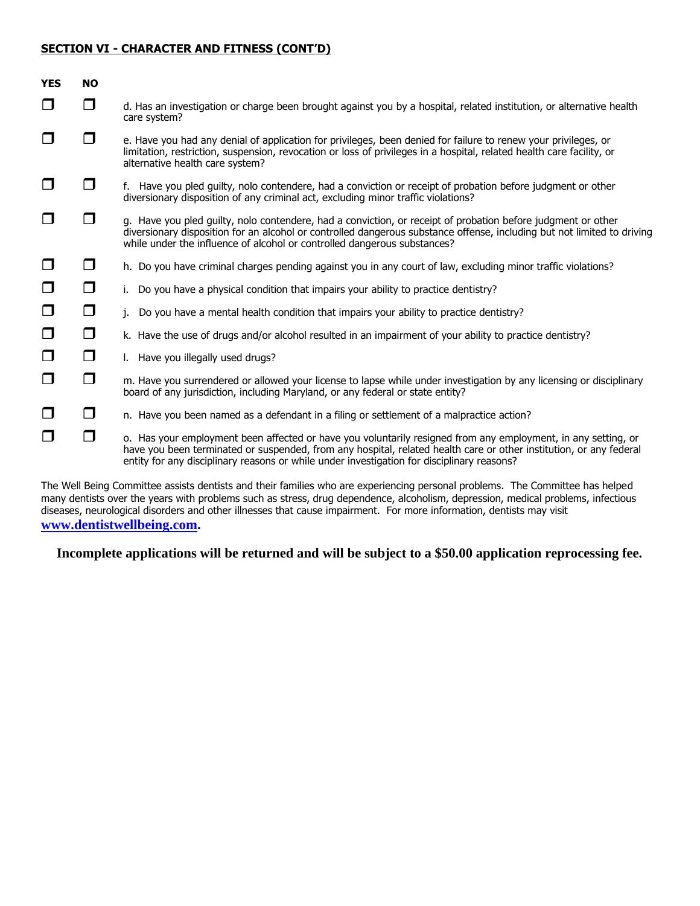## SECTION VI - CHARACTER AND FITNESS (CONT'D)

| YES | NO | |
|---|---|---|
| ☐ | ☐ | d. Has an investigation or charge been brought against you by a hospital, related institution, or alternative health care system? |
| ☐ | ☐ | e. Have you had any denial of application for privileges, been denied for failure to renew your privileges, or limitation, restriction, suspension, revocation or loss of privileges in a hospital, related health care facility, or alternative health care system? |
| ☐ | ☐ | f. Have you pled guilty, nolo contendere, had a conviction or receipt of probation before judgment or other diversionary disposition of any criminal act, excluding minor traffic violations? |
| ☐ | ☐ | g. Have you pled guilty, nolo contendere, had a conviction, or receipt of probation before judgment or other diversionary disposition for an alcohol or controlled dangerous substance offense, including but not limited to driving while under the influence of alcohol or controlled dangerous substances? |
| ☐ | ☐ | h. Do you have criminal charges pending against you in any court of law, excluding minor traffic violations? |
| ☐ | ☐ | i. Do you have a physical condition that impairs your ability to practice dentistry? |
| ☐ | ☐ | j. Do you have a mental health condition that impairs your ability to practice dentistry? |
| ☐ | ☐ | k. Have the use of drugs and/or alcohol resulted in an impairment of your ability to practice dentistry? |
| ☐ | ☐ | l. Have you illegally used drugs? |
| ☐ | ☐ | m. Have you surrendered or allowed your license to lapse while under investigation by any licensing or disciplinary board of any jurisdiction, including Maryland, or any federal or state entity? |
| ☐ | ☐ | n. Have you been named as a defendant in a filing or settlement of a malpractice action? |
| ☐ | ☐ | o. Has your employment been affected or have you voluntarily resigned from any employment, in any setting, or have you been terminated or suspended, from any hospital, related health care or other institution, or any federal entity for any disciplinary reasons or while under investigation for disciplinary reasons? |

The Well Being Committee assists dentists and their families who are experiencing personal problems. The Committee has helped many dentists over the years with problems such as stress, drug dependence, alcoholism, depression, medical problems, infectious diseases, neurological disorders and other illnesses that cause impairment. For more information, dentists may visit **www.dentistwellbeing.com**.

**Incomplete applications will be returned and will be subject to a $50.00 application reprocessing fee.**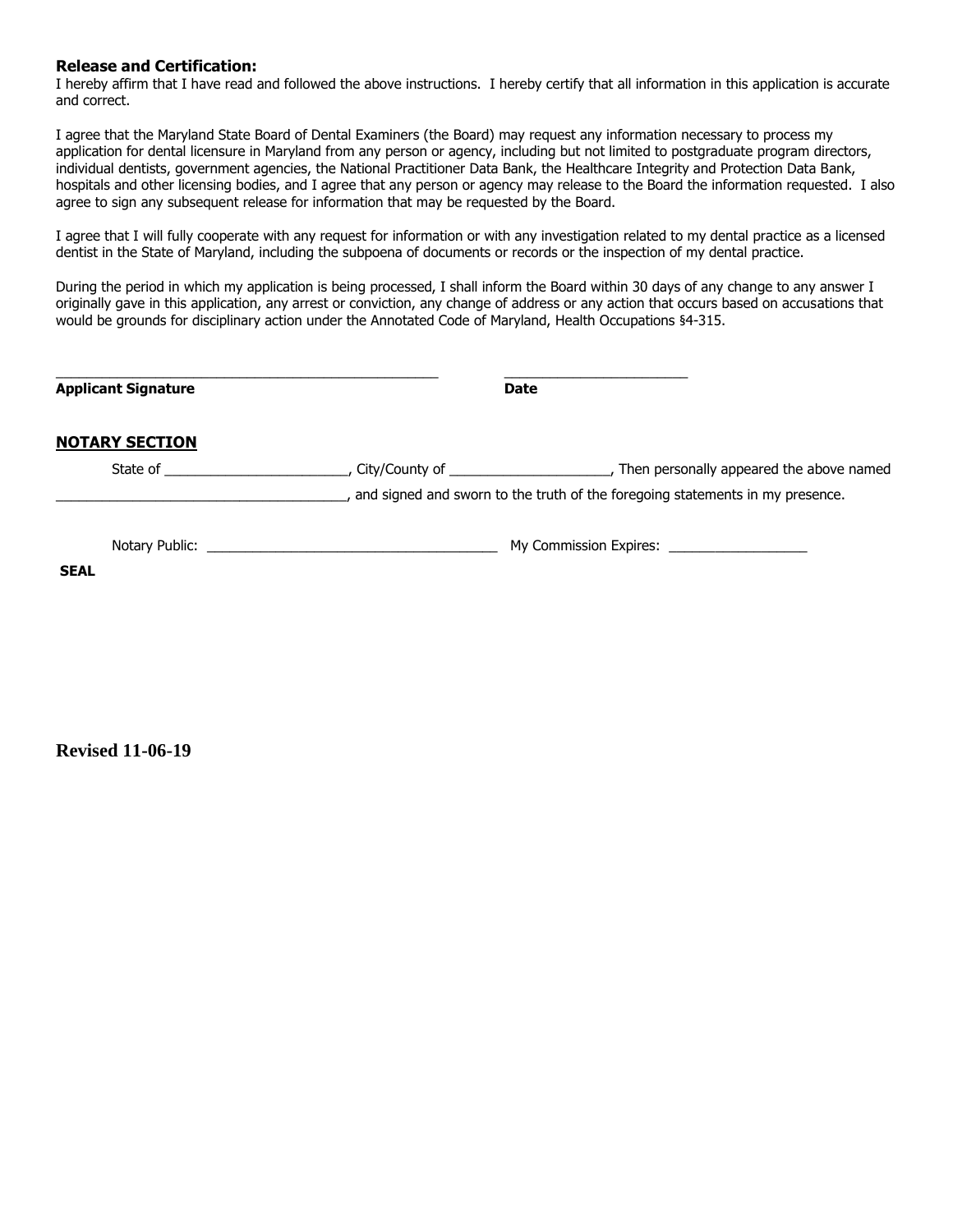**Release and Certification:**
I hereby affirm that I have read and followed the above instructions. I hereby certify that all information in this application is accurate and correct.

I agree that the Maryland State Board of Dental Examiners (the Board) may request any information necessary to process my application for dental licensure in Maryland from any person or agency, including but not limited to postgraduate program directors, individual dentists, government agencies, the National Practitioner Data Bank, the Healthcare Integrity and Protection Data Bank, hospitals and other licensing bodies, and I agree that any person or agency may release to the Board the information requested. I also agree to sign any subsequent release for information that may be requested by the Board.

I agree that I will fully cooperate with any request for information or with any investigation related to my dental practice as a licensed dentist in the State of Maryland, including the subpoena of documents or records or the inspection of my dental practice.

During the period in which my application is being processed, I shall inform the Board within 30 days of any change to any answer I originally gave in this application, any arrest or conviction, any change of address or any action that occurs based on accusations that would be grounds for disciplinary action under the Annotated Code of Maryland, Health Occupations §4-315.

\_\_\_\_\_\_\_\_\_\_\_\_\_\_\_\_\_\_\_\_\_\_\_\_\_\_\_\_\_\_\_\_\_\_\_\_\_\_\_\_\_\_\_\_ \_\_\_\_\_\_\_\_\_\_\_\_\_\_\_\_\_\_\_\_\_\_
**Applicant Signature** **Date**

**NOTARY SECTION**

State of \_\_\_\_\_\_\_\_\_\_\_\_\_\_\_\_\_\_\_\_\_\_\_, City/County of \_\_\_\_\_\_\_\_\_\_\_\_\_\_\_\_\_\_\_\_, Then personally appeared the above named \_\_\_\_\_\_\_\_\_\_\_\_\_\_\_\_\_\_\_\_\_\_\_\_\_\_\_\_\_\_\_\_\_\_\_\_, and signed and sworn to the truth of the foregoing statements in my presence.

Notary Public: \_\_\_\_\_\_\_\_\_\_\_\_\_\_\_\_\_\_\_\_\_\_\_\_\_\_\_\_\_\_\_\_\_\_\_\_ My Commission Expires: \_\_\_\_\_\_\_\_\_\_\_\_\_\_\_\_\_

**SEAL**

**Revised 11-06-19**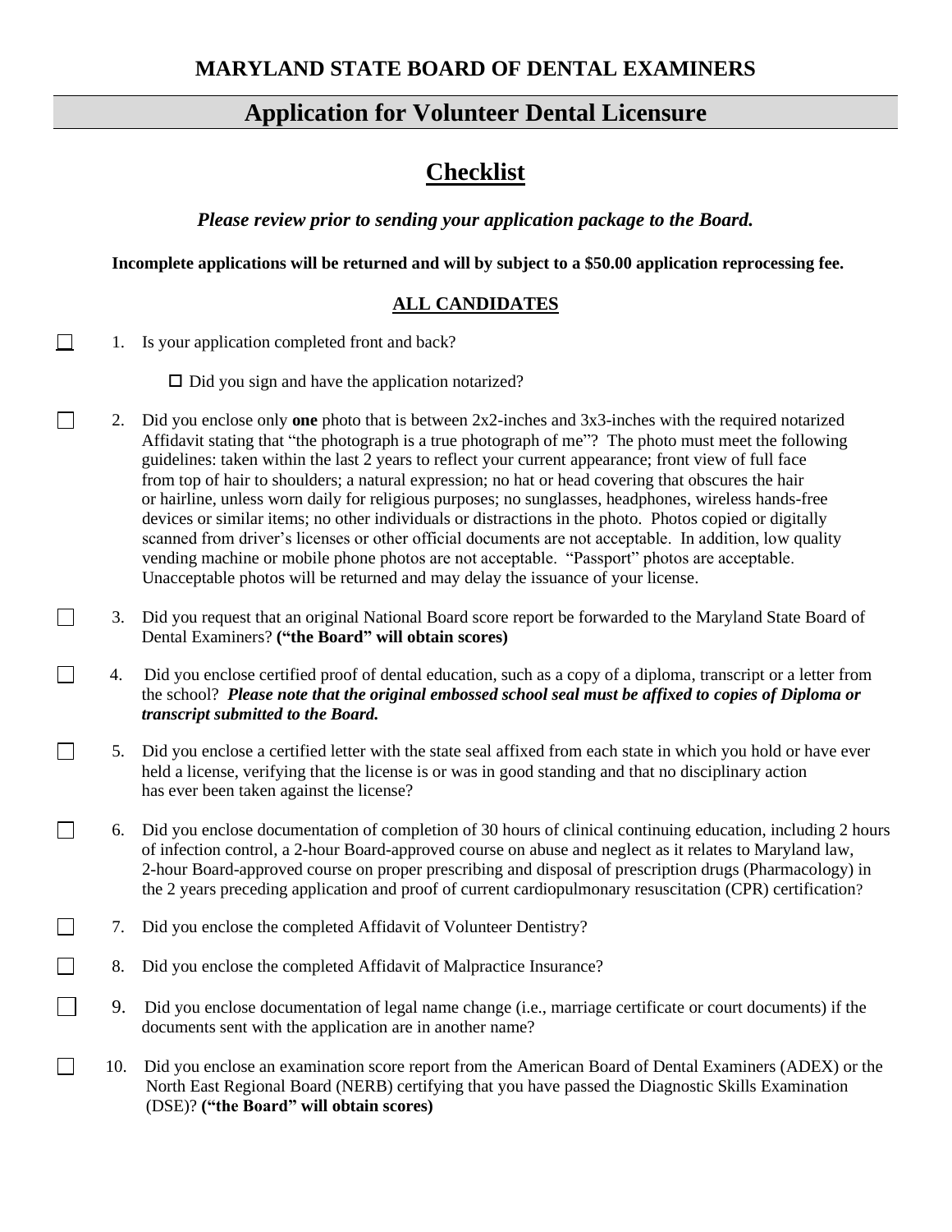**MARYLAND STATE BOARD OF DENTAL EXAMINERS**

# Application for Volunteer Dental Licensure

## Checklist

***Please review prior to sending your application package to the Board.***

**Incomplete applications will be returned and will by subject to a $50.00 application reprocessing fee.**

### ALL CANDIDATES

☐ 1. Is your application completed front and back?

 ☐ Did you sign and have the application notarized?

☐ 2. Did you enclose only **one** photo that is between 2x2-inches and 3x3-inches with the required notarized Affidavit stating that "the photograph is a true photograph of me"? The photo must meet the following guidelines: taken within the last 2 years to reflect your current appearance; front view of full face from top of hair to shoulders; a natural expression; no hat or head covering that obscures the hair or hairline, unless worn daily for religious purposes; no sunglasses, headphones, wireless hands-free devices or similar items; no other individuals or distractions in the photo. Photos copied or digitally scanned from driver's licenses or other official documents are not acceptable. In addition, low quality vending machine or mobile phone photos are not acceptable. "Passport" photos are acceptable. Unacceptable photos will be returned and may delay the issuance of your license.

☐ 3. Did you request that an original National Board score report be forwarded to the Maryland State Board of Dental Examiners? **("the Board" will obtain scores)**

☐ 4. Did you enclose certified proof of dental education, such as a copy of a diploma, transcript or a letter from the school? ***Please note that the original embossed school seal must be affixed to copies of Diploma or transcript submitted to the Board.***

☐ 5. Did you enclose a certified letter with the state seal affixed from each state in which you hold or have ever held a license, verifying that the license is or was in good standing and that no disciplinary action has ever been taken against the license?

☐ 6. Did you enclose documentation of completion of 30 hours of clinical continuing education, including 2 hours of infection control, a 2-hour Board-approved course on abuse and neglect as it relates to Maryland law, 2-hour Board-approved course on proper prescribing and disposal of prescription drugs (Pharmacology) in the 2 years preceding application and proof of current cardiopulmonary resuscitation (CPR) certification?

☐ 7. Did you enclose the completed Affidavit of Volunteer Dentistry?

☐ 8. Did you enclose the completed Affidavit of Malpractice Insurance?

☐ 9. Did you enclose documentation of legal name change (i.e., marriage certificate or court documents) if the documents sent with the application are in another name?

☐ 10. Did you enclose an examination score report from the American Board of Dental Examiners (ADEX) or the North East Regional Board (NERB) certifying that you have passed the Diagnostic Skills Examination (DSE)? **("the Board" will obtain scores)**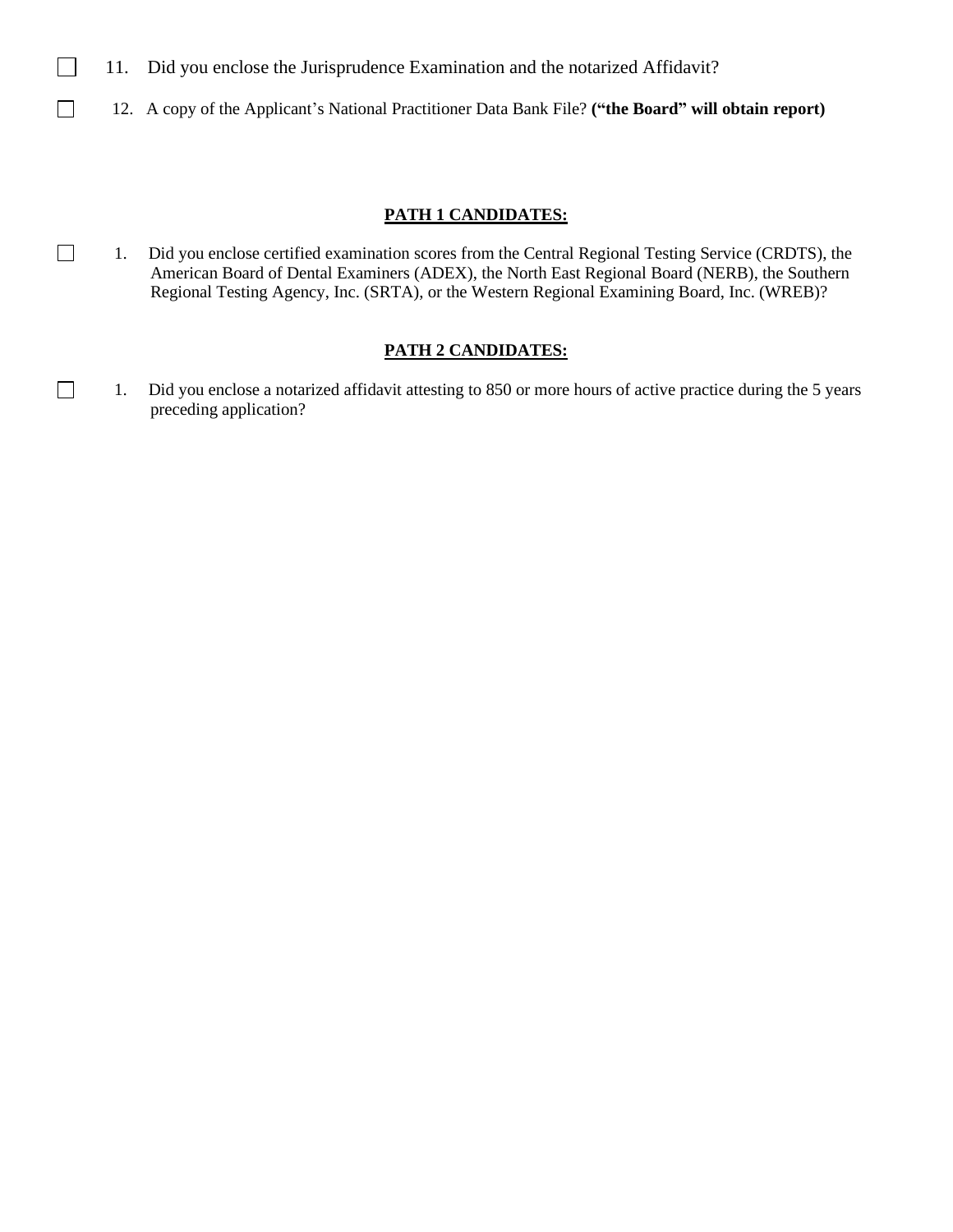- [ ] 11. Did you enclose the Jurisprudence Examination and the notarized Affidavit?
- [ ] 12. A copy of the Applicant's National Practitioner Data Bank File? **("the Board" will obtain report)**

**PATH 1 CANDIDATES:**

- [ ] 1. Did you enclose certified examination scores from the Central Regional Testing Service (CRDTS), the American Board of Dental Examiners (ADEX), the North East Regional Board (NERB), the Southern Regional Testing Agency, Inc. (SRTA), or the Western Regional Examining Board, Inc. (WREB)?

**PATH 2 CANDIDATES:**

- [ ] 1. Did you enclose a notarized affidavit attesting to 850 or more hours of active practice during the 5 years preceding application?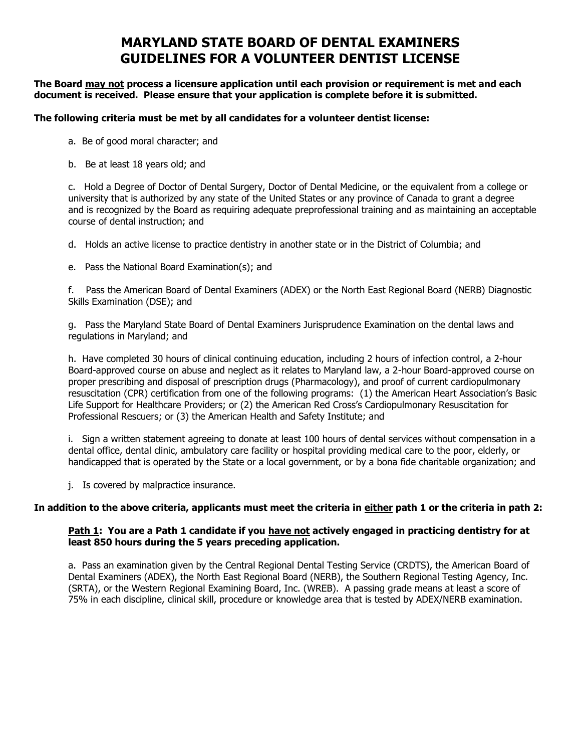# MARYLAND STATE BOARD OF DENTAL EXAMINERS GUIDELINES FOR A VOLUNTEER DENTIST LICENSE

**The Board <u>may not</u> process a licensure application until each provision or requirement is met and each document is received. Please ensure that your application is complete before it is submitted.**

**The following criteria must be met by all candidates for a volunteer dentist license:**

a. Be of good moral character; and

b. Be at least 18 years old; and

c. Hold a Degree of Doctor of Dental Surgery, Doctor of Dental Medicine, or the equivalent from a college or university that is authorized by any state of the United States or any province of Canada to grant a degree and is recognized by the Board as requiring adequate preprofessional training and as maintaining an acceptable course of dental instruction; and

d. Holds an active license to practice dentistry in another state or in the District of Columbia; and

e. Pass the National Board Examination(s); and

f. Pass the American Board of Dental Examiners (ADEX) or the North East Regional Board (NERB) Diagnostic Skills Examination (DSE); and

g. Pass the Maryland State Board of Dental Examiners Jurisprudence Examination on the dental laws and regulations in Maryland; and

h. Have completed 30 hours of clinical continuing education, including 2 hours of infection control, a 2-hour Board-approved course on abuse and neglect as it relates to Maryland law, a 2-hour Board-approved course on proper prescribing and disposal of prescription drugs (Pharmacology), and proof of current cardiopulmonary resuscitation (CPR) certification from one of the following programs: (1) the American Heart Association's Basic Life Support for Healthcare Providers; or (2) the American Red Cross's Cardiopulmonary Resuscitation for Professional Rescuers; or (3) the American Health and Safety Institute; and

i. Sign a written statement agreeing to donate at least 100 hours of dental services without compensation in a dental office, dental clinic, ambulatory care facility or hospital providing medical care to the poor, elderly, or handicapped that is operated by the State or a local government, or by a bona fide charitable organization; and

j. Is covered by malpractice insurance.

**In addition to the above criteria, applicants must meet the criteria in <u>either</u> path 1 or the criteria in path 2:**

**<u>Path 1</u>: You are a Path 1 candidate if you <u>have not</u> actively engaged in practicing dentistry for at least 850 hours during the 5 years preceding application.**

a. Pass an examination given by the Central Regional Dental Testing Service (CRDTS), the American Board of Dental Examiners (ADEX), the North East Regional Board (NERB), the Southern Regional Testing Agency, Inc. (SRTA), or the Western Regional Examining Board, Inc. (WREB). A passing grade means at least a score of 75% in each discipline, clinical skill, procedure or knowledge area that is tested by ADEX/NERB examination.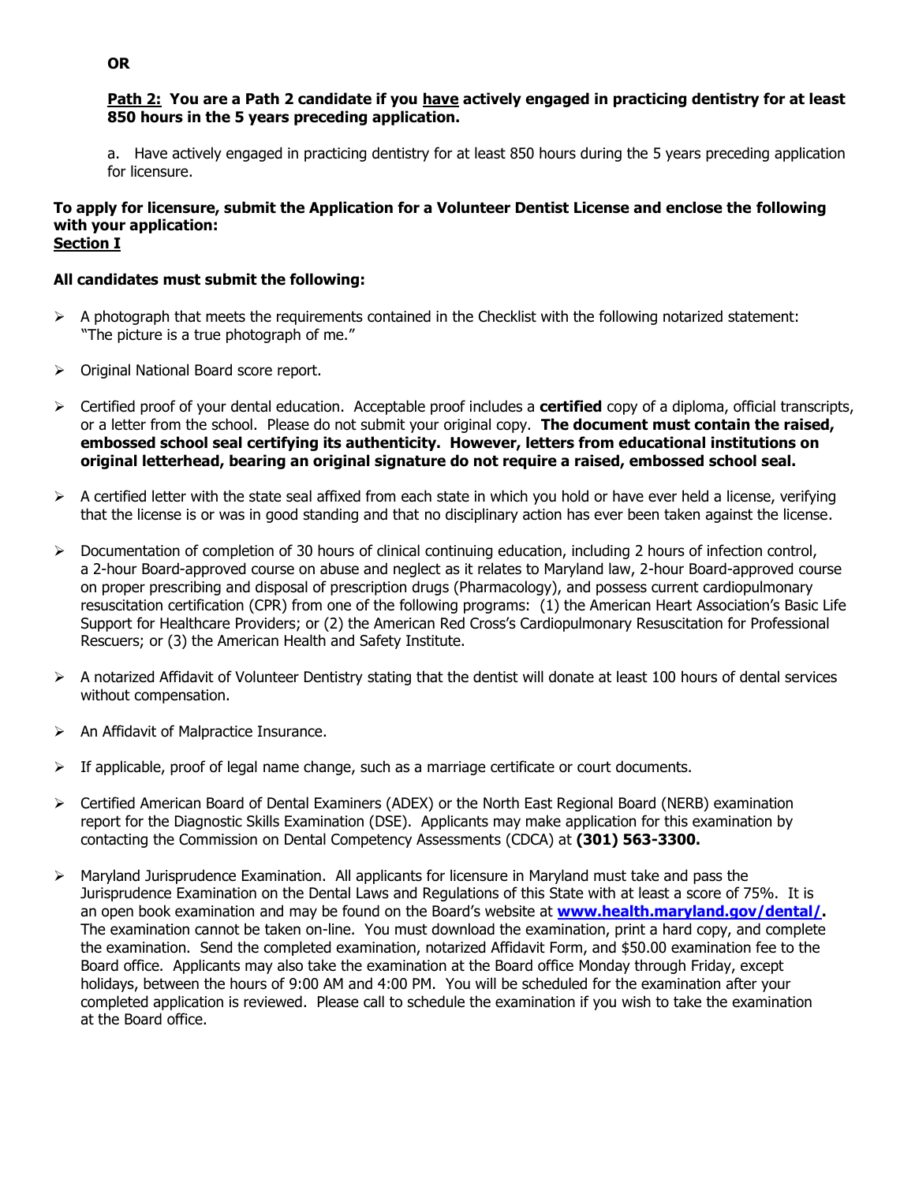**OR**

**<u>Path 2:</u> You are a Path 2 candidate if you <u>have</u> actively engaged in practicing dentistry for at least 850 hours in the 5 years preceding application.**

a. Have actively engaged in practicing dentistry for at least 850 hours during the 5 years preceding application for licensure.

**To apply for licensure, submit the Application for a Volunteer Dentist License and enclose the following with your application:**
**<u>Section I</u>**

**All candidates must submit the following:**

- A photograph that meets the requirements contained in the Checklist with the following notarized statement: "The picture is a true photograph of me."

- Original National Board score report.

- Certified proof of your dental education. Acceptable proof includes a **certified** copy of a diploma, official transcripts, or a letter from the school. Please do not submit your original copy. **The document must contain the raised, embossed school seal certifying its authenticity. However, letters from educational institutions on original letterhead, bearing an original signature do not require a raised, embossed school seal.**

- A certified letter with the state seal affixed from each state in which you hold or have ever held a license, verifying that the license is or was in good standing and that no disciplinary action has ever been taken against the license.

- Documentation of completion of 30 hours of clinical continuing education, including 2 hours of infection control, a 2-hour Board-approved course on abuse and neglect as it relates to Maryland law, 2-hour Board-approved course on proper prescribing and disposal of prescription drugs (Pharmacology), and possess current cardiopulmonary resuscitation certification (CPR) from one of the following programs: (1) the American Heart Association's Basic Life Support for Healthcare Providers; or (2) the American Red Cross's Cardiopulmonary Resuscitation for Professional Rescuers; or (3) the American Health and Safety Institute.

- A notarized Affidavit of Volunteer Dentistry stating that the dentist will donate at least 100 hours of dental services without compensation.

- An Affidavit of Malpractice Insurance.

- If applicable, proof of legal name change, such as a marriage certificate or court documents.

- Certified American Board of Dental Examiners (ADEX) or the North East Regional Board (NERB) examination report for the Diagnostic Skills Examination (DSE). Applicants may make application for this examination by contacting the Commission on Dental Competency Assessments (CDCA) at **(301) 563-3300.**

- Maryland Jurisprudence Examination. All applicants for licensure in Maryland must take and pass the Jurisprudence Examination on the Dental Laws and Regulations of this State with at least a score of 75%. It is an open book examination and may be found on the Board's website at **[www.health.maryland.gov/dental/](www.health.maryland.gov/dental/).** The examination cannot be taken on-line. You must download the examination, print a hard copy, and complete the examination. Send the completed examination, notarized Affidavit Form, and $50.00 examination fee to the Board office. Applicants may also take the examination at the Board office Monday through Friday, except holidays, between the hours of 9:00 AM and 4:00 PM. You will be scheduled for the examination after your completed application is reviewed. Please call to schedule the examination if you wish to take the examination at the Board office.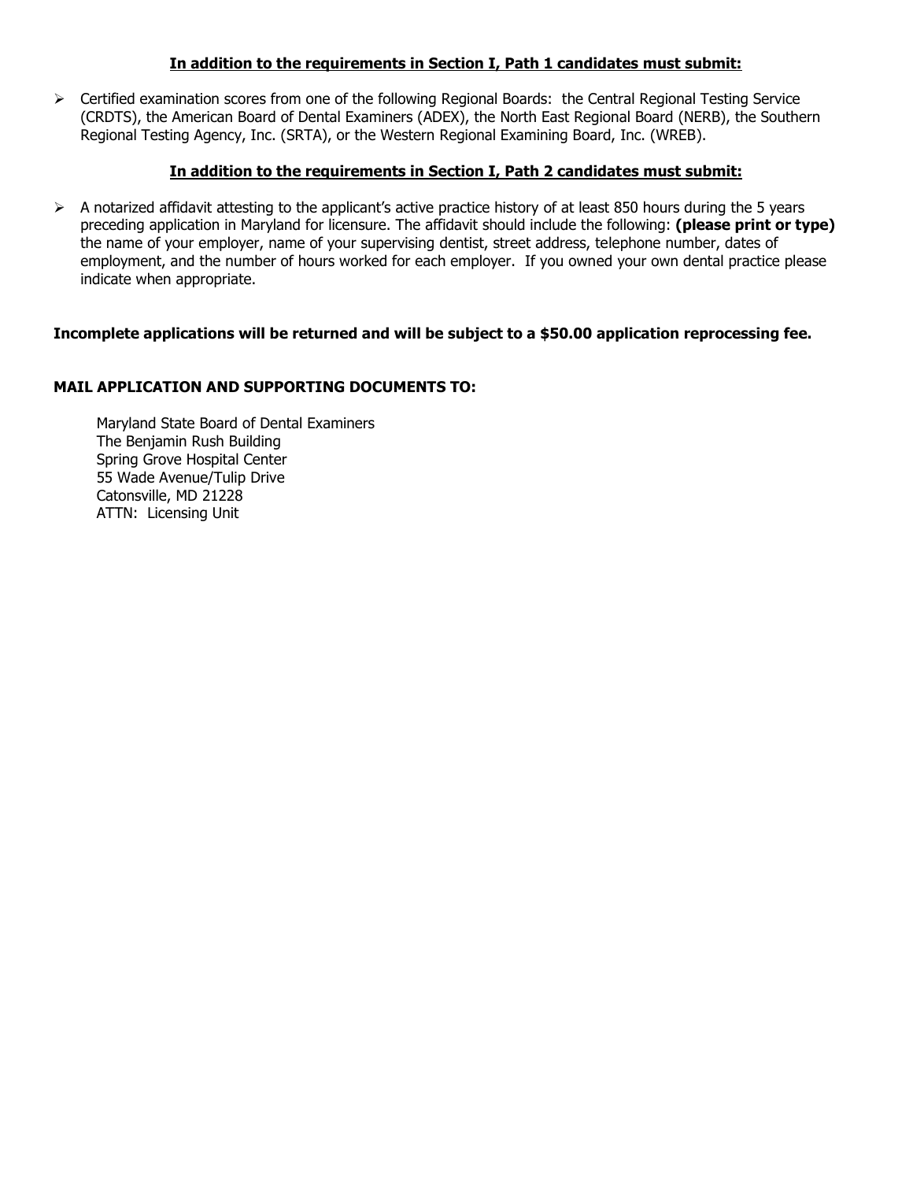**<u>In addition to the requirements in Section I, Path 1 candidates must submit:</u>**

- Certified examination scores from one of the following Regional Boards: the Central Regional Testing Service (CRDTS), the American Board of Dental Examiners (ADEX), the North East Regional Board (NERB), the Southern Regional Testing Agency, Inc. (SRTA), or the Western Regional Examining Board, Inc. (WREB).

**<u>In addition to the requirements in Section I, Path 2 candidates must submit:</u>**

- A notarized affidavit attesting to the applicant's active practice history of at least 850 hours during the 5 years preceding application in Maryland for licensure. The affidavit should include the following: **(please print or type)** the name of your employer, name of your supervising dentist, street address, telephone number, dates of employment, and the number of hours worked for each employer. If you owned your own dental practice please indicate when appropriate.

**Incomplete applications will be returned and will be subject to a $50.00 application reprocessing fee.**

**MAIL APPLICATION AND SUPPORTING DOCUMENTS TO:**

Maryland State Board of Dental Examiners
The Benjamin Rush Building
Spring Grove Hospital Center
55 Wade Avenue/Tulip Drive
Catonsville, MD 21228
ATTN: Licensing Unit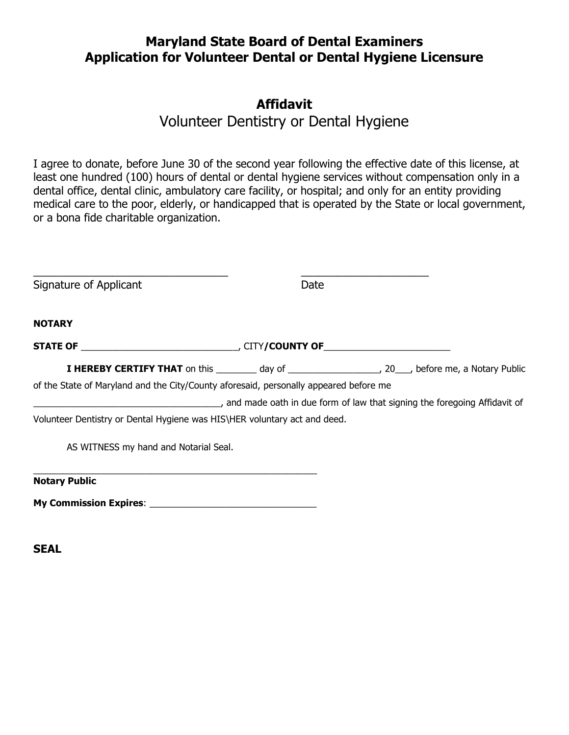## Maryland State Board of Dental Examiners
## Application for Volunteer Dental or Dental Hygiene Licensure

### Affidavit
Volunteer Dentistry or Dental Hygiene

I agree to donate, before June 30 of the second year following the effective date of this license, at least one hundred (100) hours of dental or dental hygiene services without compensation only in a dental office, dental clinic, ambulatory care facility, or hospital; and only for an entity providing medical care to the poor, elderly, or handicapped that is operated by the State or local government, or a bona fide charitable organization.

_________________________________ _____________________

Signature of Applicant Date

**NOTARY**

**STATE OF** ______________________________, CITY**/COUNTY OF**________________________

**I HEREBY CERTIFY THAT** on this ________ day of __________________, 20___, before me, a Notary Public of the State of Maryland and the City/County aforesaid, personally appeared before me ____________________________________, and made oath in due form of law that signing the foregoing Affidavit of Volunteer Dentistry or Dental Hygiene was HIS\HER voluntary act and deed.

AS WITNESS my hand and Notarial Seal.

_______________________________________________________

**Notary Public**

**My Commission Expires**: ________________________________

**SEAL**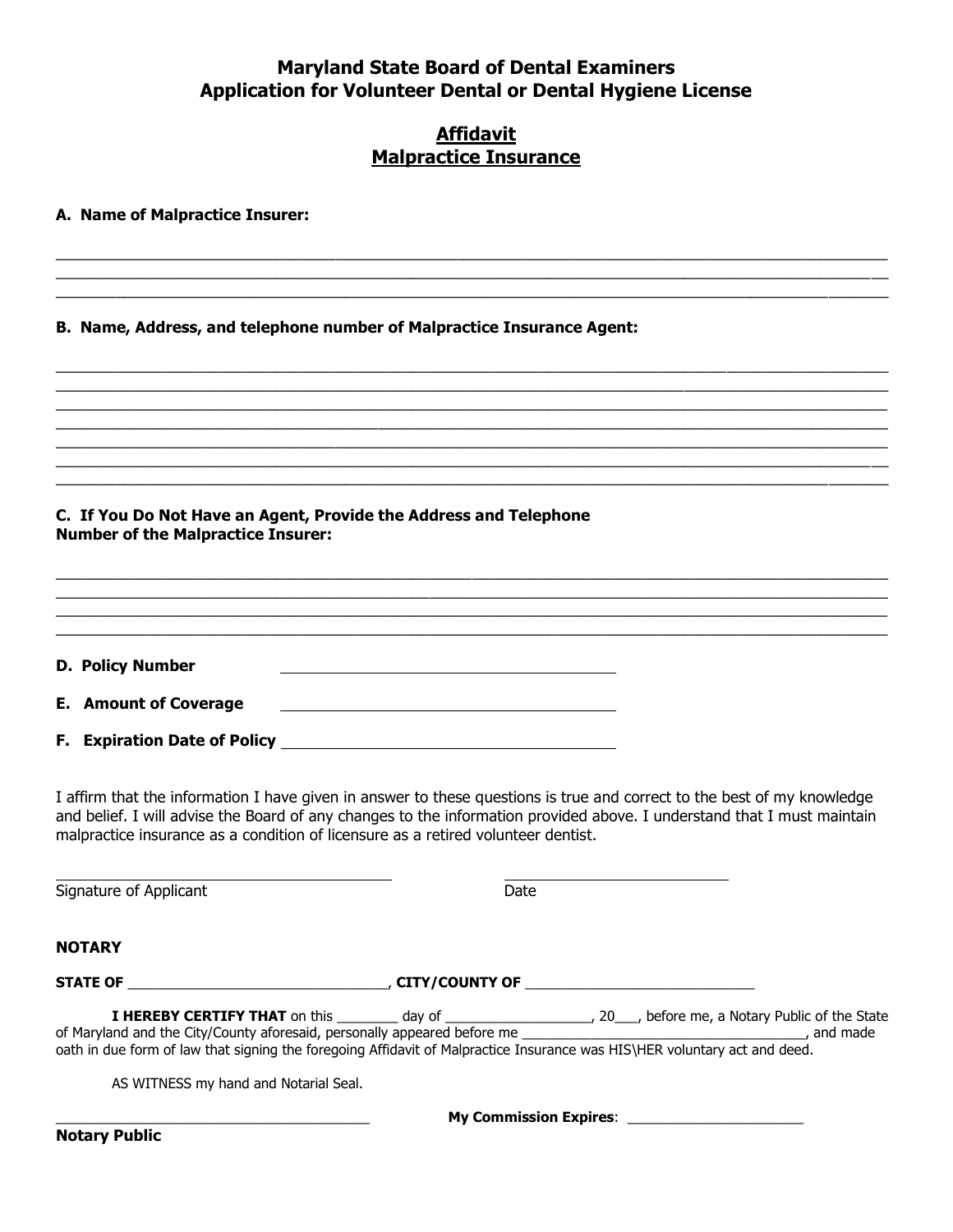# Maryland State Board of Dental Examiners
# Application for Volunteer Dental or Dental Hygiene License

## Affidavit
## Malpractice Insurance

**A. Name of Malpractice Insurer:**

_______________________________________________________________________________
_______________________________________________________________________________
_______________________________________________________________________________

**B. Name, Address, and telephone number of Malpractice Insurance Agent:**

_______________________________________________________________________________
_______________________________________________________________________________
_______________________________________________________________________________
_______________________________________________________________________________
_______________________________________________________________________________
_______________________________________________________________________________
_______________________________________________________________________________

**C. If You Do Not Have an Agent, Provide the Address and Telephone Number of the Malpractice Insurer:**

_______________________________________________________________________________
_______________________________________________________________________________
_______________________________________________________________________________
_______________________________________________________________________________

**D. Policy Number** ______________________________

**E. Amount of Coverage** ______________________________

**F. Expiration Date of Policy** ______________________________

I affirm that the information I have given in answer to these questions is true and correct to the best of my knowledge and belief. I will advise the Board of any changes to the information provided above. I understand that I must maintain malpractice insurance as a condition of licensure as a retired volunteer dentist.

______________________________ ______________________
Signature of Applicant Date

**NOTARY**

**STATE OF** ______________________________, **CITY/COUNTY OF** ______________________________

**I HEREBY CERTIFY THAT** on this ________ day of ___________________, 20___, before me, a Notary Public of the State of Maryland and the City/County aforesaid, personally appeared before me ______________________________, and made oath in due form of law that signing the foregoing Affidavit of Malpractice Insurance was HIS\HER voluntary act and deed.

AS WITNESS my hand and Notarial Seal.

______________________________ **My Commission Expires**: ______________________
**Notary Public**